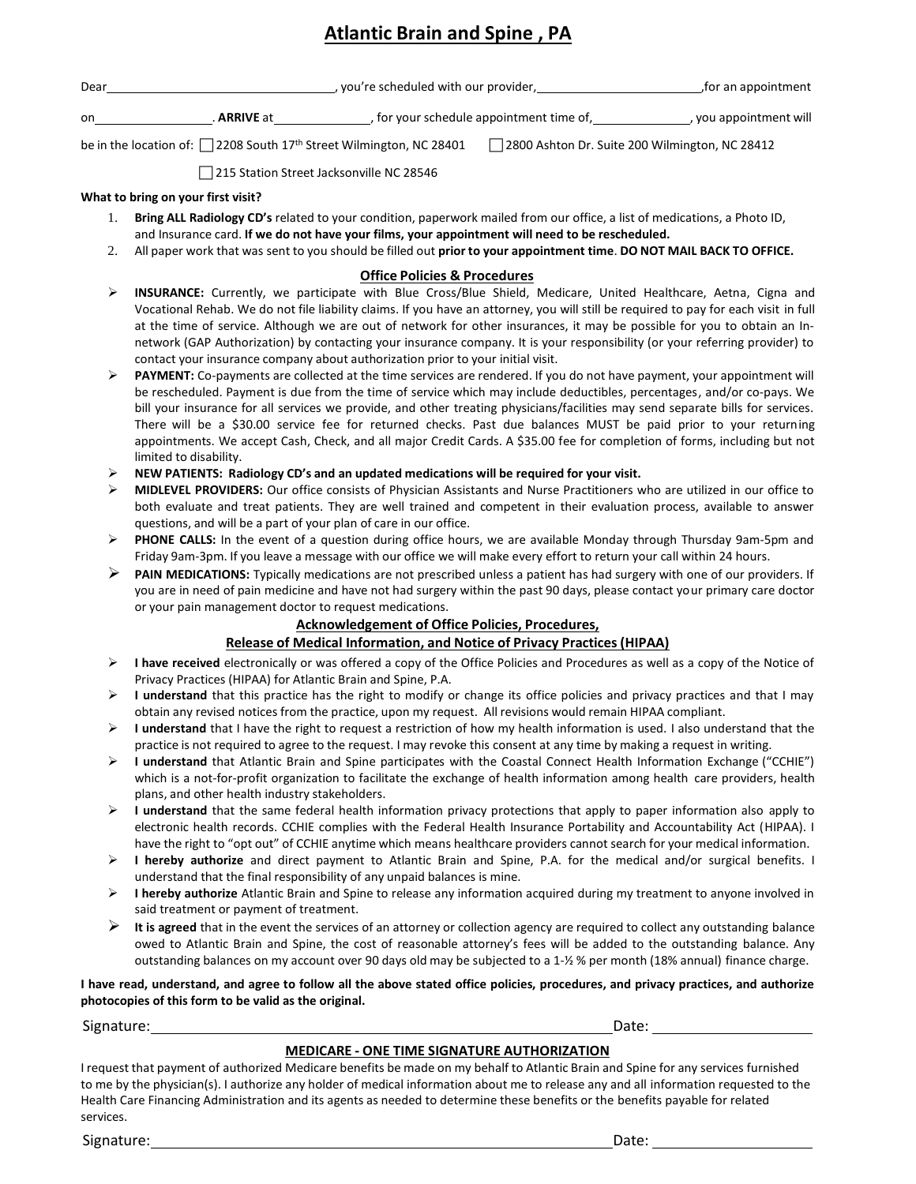# Atlantic Brain and Spine , PA

Dear\_\_\_\_\_\_\_\_\_\_\_\_\_\_\_\_\_\_\_\_\_\_\_\_\_\_\_\_\_\_\_\_, you're scheduled with our provider,\_\_\_\_\_\_\_\_\_\_\_\_\_\_\_\_\_\_\_\_\_\_\_\_,for an appointment on\_\_\_\_\_\_\_\_\_\_\_\_\_\_\_\_. **ARRIVE** at\_\_\_\_\_\_\_\_\_\_\_\_\_, for your schedule appointment time of,\_\_\_\_\_\_\_\_\_\_\_\_\_, you appointment will be in the location of: ☐ 2208 South 17th Street Wilmington, NC 28401 ☐ 2800 Ashton Dr. Suite 200 Wilmington, NC 28412

☐ 215 Station Street Jacksonville NC 28546

**What to bring on your first visit?**

1. **Bring ALL Radiology CD's** related to your condition, paperwork mailed from our office, a list of medications, a Photo ID, and Insurance card. **If we do not have your films, your appointment will need to be rescheduled.**
2. All paper work that was sent to you should be filled out **prior to your appointment time**. **DO NOT MAIL BACK TO OFFICE.**

## Office Policies & Procedures

- **INSURANCE:** Currently, we participate with Blue Cross/Blue Shield, Medicare, United Healthcare, Aetna, Cigna and Vocational Rehab. We do not file liability claims. If you have an attorney, you will still be required to pay for each visit in full at the time of service. Although we are out of network for other insurances, it may be possible for you to obtain an In-network (GAP Authorization) by contacting your insurance company. It is your responsibility (or your referring provider) to contact your insurance company about authorization prior to your initial visit.
- **PAYMENT:** Co-payments are collected at the time services are rendered. If you do not have payment, your appointment will be rescheduled. Payment is due from the time of service which may include deductibles, percentages, and/or co-pays. We bill your insurance for all services we provide, and other treating physicians/facilities may send separate bills for services. There will be a $30.00 service fee for returned checks. Past due balances MUST be paid prior to your returning appointments. We accept Cash, Check, and all major Credit Cards. A $35.00 fee for completion of forms, including but not limited to disability.
- **NEW PATIENTS: Radiology CD's and an updated medications will be required for your visit.**
- **MIDLEVEL PROVIDERS:** Our office consists of Physician Assistants and Nurse Practitioners who are utilized in our office to both evaluate and treat patients. They are well trained and competent in their evaluation process, available to answer questions, and will be a part of your plan of care in our office.
- **PHONE CALLS:** In the event of a question during office hours, we are available Monday through Thursday 9am-5pm and Friday 9am-3pm. If you leave a message with our office we will make every effort to return your call within 24 hours.
- **PAIN MEDICATIONS:** Typically medications are not prescribed unless a patient has had surgery with one of our providers. If you are in need of pain medicine and have not had surgery within the past 90 days, please contact your primary care doctor or your pain management doctor to request medications.

## Acknowledgement of Office Policies, Procedures, Release of Medical Information, and Notice of Privacy Practices (HIPAA)

- **I have received** electronically or was offered a copy of the Office Policies and Procedures as well as a copy of the Notice of Privacy Practices (HIPAA) for Atlantic Brain and Spine, P.A.
- **I understand** that this practice has the right to modify or change its office policies and privacy practices and that I may obtain any revised notices from the practice, upon my request. All revisions would remain HIPAA compliant.
- **I understand** that I have the right to request a restriction of how my health information is used. I also understand that the practice is not required to agree to the request. I may revoke this consent at any time by making a request in writing.
- **I understand** that Atlantic Brain and Spine participates with the Coastal Connect Health Information Exchange ("CCHIE") which is a not-for-profit organization to facilitate the exchange of health information among health care providers, health plans, and other health industry stakeholders.
- **I understand** that the same federal health information privacy protections that apply to paper information also apply to electronic health records. CCHIE complies with the Federal Health Insurance Portability and Accountability Act (HIPAA). I have the right to "opt out" of CCHIE anytime which means healthcare providers cannot search for your medical information.
- **I hereby authorize** and direct payment to Atlantic Brain and Spine, P.A. for the medical and/or surgical benefits. I understand that the final responsibility of any unpaid balances is mine.
- **I hereby authorize** Atlantic Brain and Spine to release any information acquired during my treatment to anyone involved in said treatment or payment of treatment.
- **It is agreed** that in the event the services of an attorney or collection agency are required to collect any outstanding balance owed to Atlantic Brain and Spine, the cost of reasonable attorney's fees will be added to the outstanding balance. Any outstanding balances on my account over 90 days old may be subjected to a 1-½ % per month (18% annual) finance charge.

**I have read, understand, and agree to follow all the above stated office policies, procedures, and privacy practices, and authorize photocopies of this form to be valid as the original.**

Signature:\_\_\_\_\_\_\_\_\_\_\_\_\_\_\_\_\_\_\_\_\_\_\_\_\_\_\_\_\_\_\_\_\_\_\_\_\_\_\_\_\_\_\_\_\_\_\_\_\_\_\_\_\_\_\_\_\_\_\_\_Date: \_\_\_\_\_\_\_\_\_\_\_\_\_\_\_\_\_\_\_\_

## MEDICARE - ONE TIME SIGNATURE AUTHORIZATION

I request that payment of authorized Medicare benefits be made on my behalf to Atlantic Brain and Spine for any services furnished to me by the physician(s). I authorize any holder of medical information about me to release any and all information requested to the Health Care Financing Administration and its agents as needed to determine these benefits or the benefits payable for related services.

Signature:\_\_\_\_\_\_\_\_\_\_\_\_\_\_\_\_\_\_\_\_\_\_\_\_\_\_\_\_\_\_\_\_\_\_\_\_\_\_\_\_\_\_\_\_\_\_\_\_\_\_\_\_\_\_\_\_\_\_\_\_Date: \_\_\_\_\_\_\_\_\_\_\_\_\_\_\_\_\_\_\_\_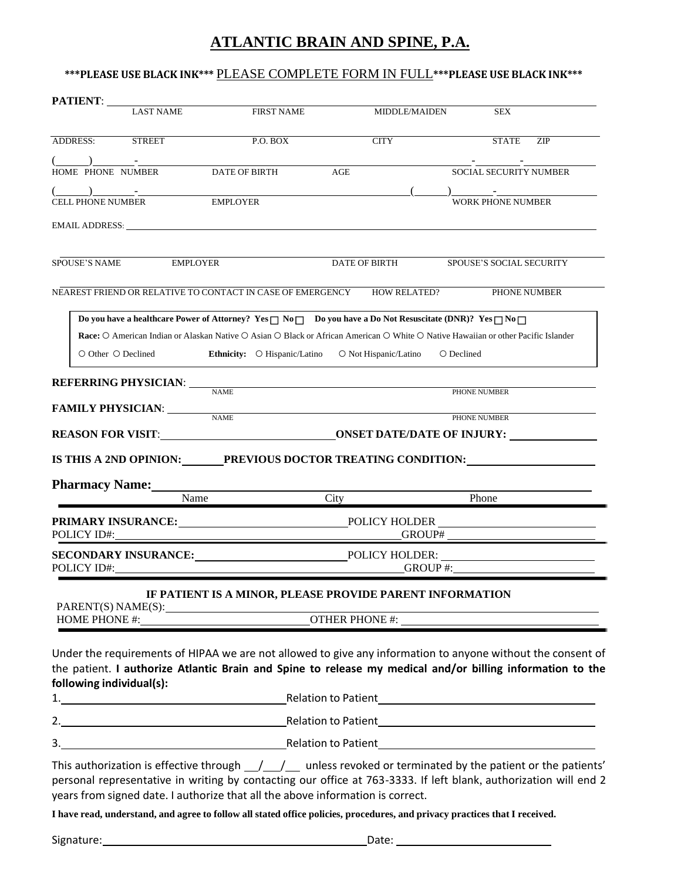# ATLANTIC BRAIN AND SPINE, P.A.

**\*\*\*PLEASE USE BLACK INK\*\*\*** PLEASE COMPLETE FORM IN FULL **\*\*\*PLEASE USE BLACK INK\*\*\***

**PATIENT**: ______________________________________________________________

LAST NAME FIRST NAME MIDDLE/MAIDEN SEX

______________________________________________________________

ADDRESS: STREET P.O. BOX CITY STATE ZIP

(\_\_\_\_\_\_)\_\_\_\_\_\_\_-\_\_\_\_\_\_\_\_\_\_ \_\_\_\_\_\_\_\_\_\_\_\_\_\_\_ \_\_\_\_\_\_\_\_ \_\_\_\_\_\_\_-\_\_\_\_\_\_\_-\_\_\_\_\_\_\_\_

HOME PHONE NUMBER DATE OF BIRTH AGE SOCIAL SECURITY NUMBER

(\_\_\_\_\_\_)\_\_\_\_\_\_\_-\_\_\_\_\_\_\_\_\_\_ \_\_\_\_\_\_\_\_\_\_\_\_\_\_\_\_\_\_\_\_\_\_\_\_\_\_\_\_\_\_ (\_\_\_\_\_\_)\_\_\_\_\_\_\_-\_\_\_\_\_\_\_\_\_\_

CELL PHONE NUMBER EMPLOYER WORK PHONE NUMBER

EMAIL ADDRESS: ______________________________________________________________

______________________________________________________________

SPOUSE'S NAME EMPLOYER DATE OF BIRTH SPOUSE'S SOCIAL SECURITY

______________________________________________________________

NEAREST FRIEND OR RELATIVE TO CONTACT IN CASE OF EMERGENCY HOW RELATED? PHONE NUMBER

**Do you have a healthcare Power of Attorney? Yes ☐ No ☐ Do you have a Do Not Resuscitate (DNR)? Yes ☐ No ☐**

**Race:** ○ American Indian or Alaskan Native ○ Asian ○ Black or African American ○ White ○ Native Hawaiian or other Pacific Islander ○ Other ○ Declined **Ethnicity:** ○ Hispanic/Latino ○ Not Hispanic/Latino ○ Declined

**REFERRING PHYSICIAN**: ______________________________________________________________

NAME PHONE NUMBER

**FAMILY PHYSICIAN**: ______________________________________________________________

NAME PHONE NUMBER

**REASON FOR VISIT**: \_\_\_\_\_\_\_\_\_\_\_\_\_\_\_\_\_\_\_\_\_\_\_\_\_\_\_\_\_\_ **ONSET DATE/DATE OF INJURY:** \_\_\_\_\_\_\_\_\_\_\_\_\_\_\_\_

**IS THIS A 2ND OPINION:** \_\_\_\_\_\_\_ **PREVIOUS DOCTOR TREATING CONDITION:** \_\_\_\_\_\_\_\_\_\_\_\_\_\_\_\_\_\_\_\_

**Pharmacy Name:** ______________________________________________________________

Name City Phone

**PRIMARY INSURANCE:** \_\_\_\_\_\_\_\_\_\_\_\_\_\_\_\_\_\_\_\_\_\_\_\_\_\_\_\_\_\_ POLICY HOLDER \_\_\_\_\_\_\_\_\_\_\_\_\_\_\_\_\_\_\_\_\_\_\_\_\_\_\_\_

POLICY ID#: \_\_\_\_\_\_\_\_\_\_\_\_\_\_\_\_\_\_\_\_\_\_\_\_\_\_\_\_\_\_\_\_\_\_\_\_\_\_\_\_\_\_\_\_\_\_\_\_ GROUP# \_\_\_\_\_\_\_\_\_\_\_\_\_\_\_\_\_\_\_\_\_\_\_\_\_\_\_\_

**SECONDARY INSURANCE:** \_\_\_\_\_\_\_\_\_\_\_\_\_\_\_\_\_\_\_\_\_\_\_\_\_\_ POLICY HOLDER: \_\_\_\_\_\_\_\_\_\_\_\_\_\_\_\_\_\_\_\_\_\_\_\_\_\_\_\_

POLICY ID#: \_\_\_\_\_\_\_\_\_\_\_\_\_\_\_\_\_\_\_\_\_\_\_\_\_\_\_\_\_\_\_\_\_\_\_\_\_\_\_\_\_\_\_\_\_\_\_\_ GROUP #: \_\_\_\_\_\_\_\_\_\_\_\_\_\_\_\_\_\_\_\_\_\_\_\_\_\_

**IF PATIENT IS A MINOR, PLEASE PROVIDE PARENT INFORMATION**

PARENT(S) NAME(S): ______________________________________________________________

HOME PHONE #: \_\_\_\_\_\_\_\_\_\_\_\_\_\_\_\_\_\_\_\_\_\_\_\_\_\_\_\_\_\_ OTHER PHONE #: \_\_\_\_\_\_\_\_\_\_\_\_\_\_\_\_\_\_\_\_\_\_\_\_\_\_\_\_\_\_\_\_\_\_

Under the requirements of HIPAA we are not allowed to give any information to anyone without the consent of the patient. **I authorize Atlantic Brain and Spine to release my medical and/or billing information to the following individual(s):**

1.\_\_\_\_\_\_\_\_\_\_\_\_\_\_\_\_\_\_\_\_\_\_\_\_\_\_\_\_\_\_\_\_\_\_\_\_\_\_\_\_ Relation to Patient \_\_\_\_\_\_\_\_\_\_\_\_\_\_\_\_\_\_\_\_\_\_\_\_\_\_\_\_\_\_\_\_\_\_\_\_\_\_

2.\_\_\_\_\_\_\_\_\_\_\_\_\_\_\_\_\_\_\_\_\_\_\_\_\_\_\_\_\_\_\_\_\_\_\_\_\_\_\_\_ Relation to Patient \_\_\_\_\_\_\_\_\_\_\_\_\_\_\_\_\_\_\_\_\_\_\_\_\_\_\_\_\_\_\_\_\_\_\_\_\_\_

3.\_\_\_\_\_\_\_\_\_\_\_\_\_\_\_\_\_\_\_\_\_\_\_\_\_\_\_\_\_\_\_\_\_\_\_\_\_\_\_\_ Relation to Patient \_\_\_\_\_\_\_\_\_\_\_\_\_\_\_\_\_\_\_\_\_\_\_\_\_\_\_\_\_\_\_\_\_\_\_\_\_\_

This authorization is effective through \_\_\_/\_\_\_/\_\_\_ unless revoked or terminated by the patient or the patients' personal representative in writing by contacting our office at 763-3333. If left blank, authorization will end 2 years from signed date. I authorize that all the above information is correct.

**I have read, understand, and agree to follow all stated office policies, procedures, and privacy practices that I received.**

Signature: \_\_\_\_\_\_\_\_\_\_\_\_\_\_\_\_\_\_\_\_\_\_\_\_\_\_\_\_\_\_\_\_\_\_\_\_\_\_\_\_\_\_\_\_ Date: \_\_\_\_\_\_\_\_\_\_\_\_\_\_\_\_\_\_\_\_\_\_\_\_\_\_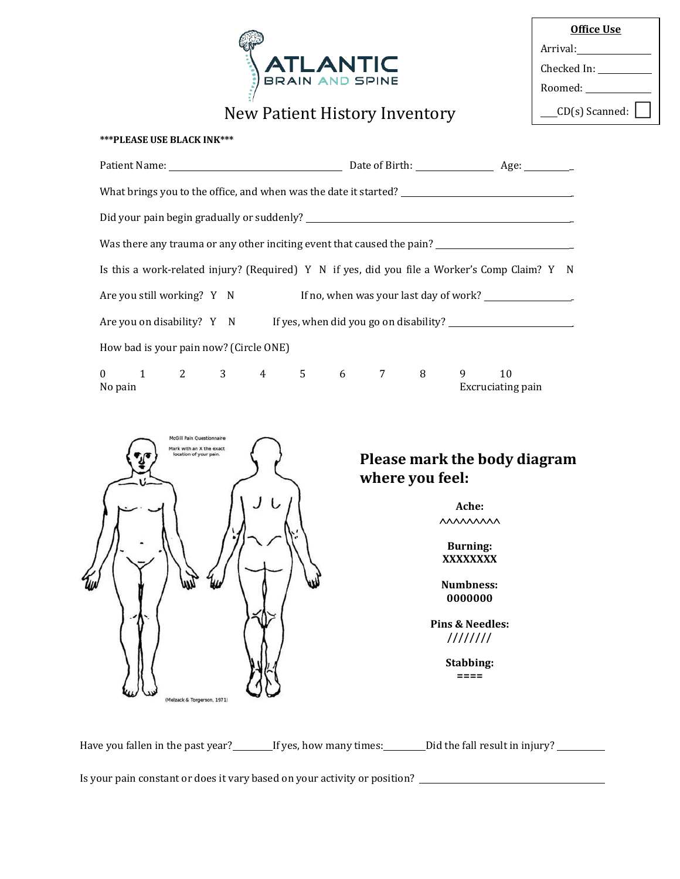ATLANTIC BRAIN AND SPINE

# New Patient History Inventory

| Office Use |
| --- |
| Arrival:__________ |
| Checked In: __________ |
| Roomed: __________ |
| ___CD(s) Scanned: ☐ |

*****PLEASE USE BLACK INK*****

Patient Name: ______________________ Date of Birth: __________ Age: ________

What brings you to the office, and when was the date it started? ______________________

Did your pain begin gradually or suddenly? ______________________

Was there any trauma or any other inciting event that caused the pain? ______________________

Is this a work-related injury? (Required) Y N if yes, did you file a Worker's Comp Claim? Y N

Are you still working? Y N If no, when was your last day of work? ______________

Are you on disability? Y N If yes, when did you go on disability? ______________

How bad is your pain now? (Circle ONE)

0 1 2 3 4 5 6 7 8 9 10
No pain Excruciating pain

McGill Pain Questionnaire
Mark with an X the exact location of your pain.

(Melzack & Torgerson, 1971)

## Please mark the body diagram where you feel:

**Ache:**
^^^^^^^^^

**Burning:**
XXXXXXXX

**Numbness:**
0000000

**Pins & Needles:**
////////

**Stabbing:**
====

Have you fallen in the past year?_______If yes, how many times:_______Did the fall result in injury? _________

Is your pain constant or does it vary based on your activity or position? ______________________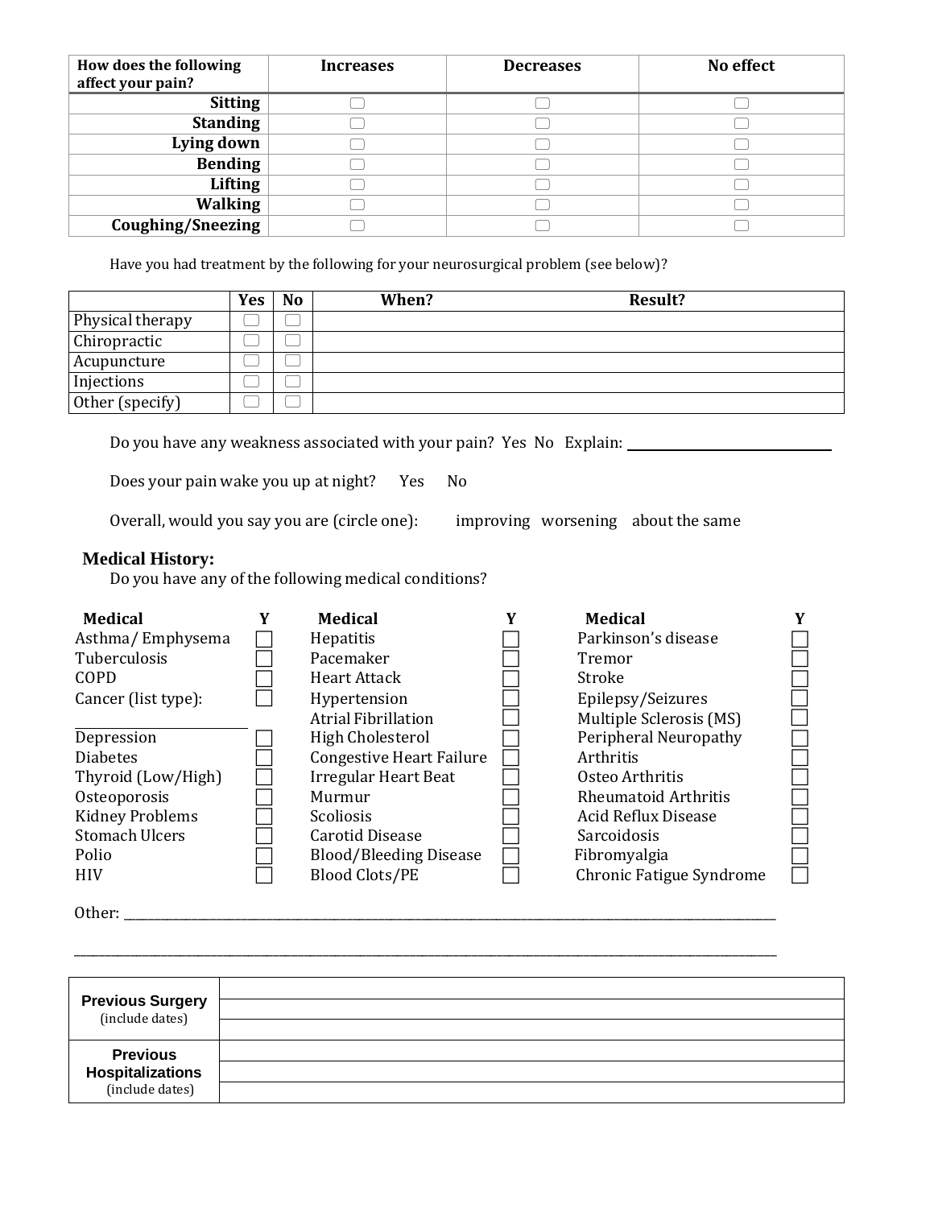| How does the following affect your pain? | Increases | Decreases | No effect |
|---|---|---|---|
| Sitting | ☐ | ☐ | ☐ |
| Standing | ☐ | ☐ | ☐ |
| Lying down | ☐ | ☐ | ☐ |
| Bending | ☐ | ☐ | ☐ |
| Lifting | ☐ | ☐ | ☐ |
| Walking | ☐ | ☐ | ☐ |
| Coughing/Sneezing | ☐ | ☐ | ☐ |

Have you had treatment by the following for your neurosurgical problem (see below)?

| | Yes | No | When? | Result? |
|---|---|---|---|---|
| Physical therapy | ☐ | ☐ | | |
| Chiropractic | ☐ | ☐ | | |
| Acupuncture | ☐ | ☐ | | |
| Injections | ☐ | ☐ | | |
| Other (specify) | ☐ | ☐ | | |

Do you have any weakness associated with your pain? Yes No Explain: ______________________________

Does your pain wake you up at night? Yes No

Overall, would you say you are (circle one): improving worsening about the same

## Medical History:

Do you have any of the following medical conditions?

| Medical | Y | Medical | Y | Medical | Y |
|---|---|---|---|---|---|
| Asthma/ Emphysema | ☐ | Hepatitis | ☐ | Parkinson's disease | ☐ |
| Tuberculosis | ☐ | Pacemaker | ☐ | Tremor | ☐ |
| COPD | ☐ | Heart Attack | ☐ | Stroke | ☐ |
| Cancer (list type): | ☐ | Hypertension | ☐ | Epilepsy/Seizures | ☐ |
| ______________________ | | Atrial Fibrillation | ☐ | Multiple Sclerosis (MS) | ☐ |
| Depression | ☐ | High Cholesterol | ☐ | Peripheral Neuropathy | ☐ |
| Diabetes | ☐ | Congestive Heart Failure | ☐ | Arthritis | ☐ |
| Thyroid (Low/High) | ☐ | Irregular Heart Beat | ☐ | Osteo Arthritis | ☐ |
| Osteoporosis | ☐ | Murmur | ☐ | Rheumatoid Arthritis | ☐ |
| Kidney Problems | ☐ | Scoliosis | ☐ | Acid Reflux Disease | ☐ |
| Stomach Ulcers | ☐ | Carotid Disease | ☐ | Sarcoidosis | ☐ |
| Polio | ☐ | Blood/Bleeding Disease | ☐ | Fibromyalgia | ☐ |
| HIV | ☐ | Blood Clots/PE | ☐ | Chronic Fatigue Syndrome | ☐ |

Other: ____________________________________________________________________________________________

____________________________________________________________________________________________________

| | |
|---|---|
| **Previous Surgery** (include dates) | |
| | |
| | |
| **Previous Hospitalizations** (include dates) | |
| | |
| | |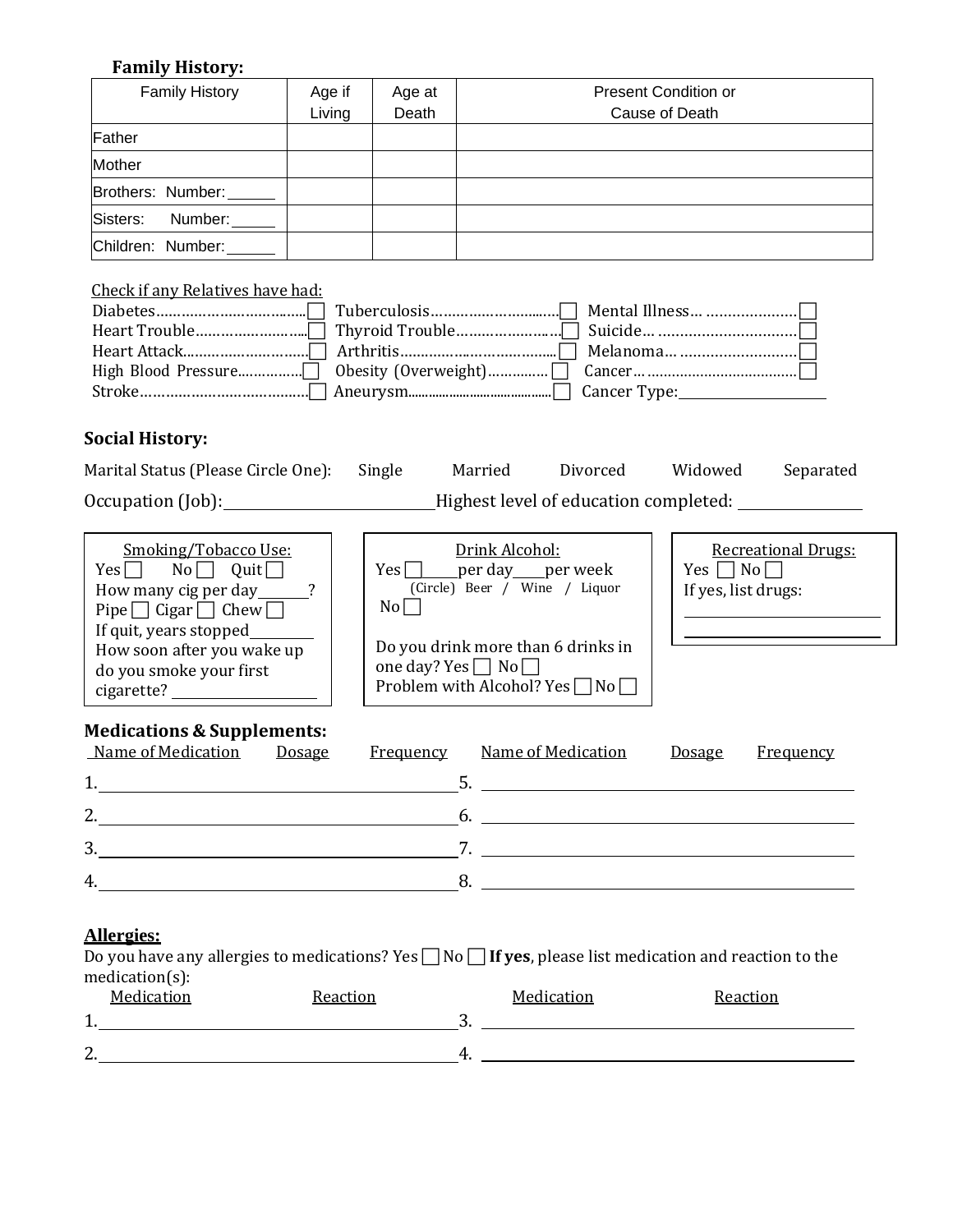### Family History:

| Family History | Age if Living | Age at Death | Present Condition or Cause of Death |
|---|---|---|---|
| Father | | | |
| Mother | | | |
| Brothers: Number: ______ | | | |
| Sisters: Number: ______ | | | |
| Children: Number: ______ | | | |

Check if any Relatives have had:

- Diabetes ☐
- Heart Trouble ☐
- Heart Attack ☐
- High Blood Pressure ☐
- Stroke ☐
- Tuberculosis ☐
- Thyroid Trouble ☐
- Arthritis ☐
- Obesity (Overweight) ☐
- Aneurysm ☐
- Mental Illness ☐
- Suicide ☐
- Melanoma ☐
- Cancer ☐
- Cancer Type: ______________

### Social History:

Marital Status (Please Circle One): Single Married Divorced Widowed Separated

Occupation (Job): ______________________ Highest level of education completed: ____________

**Smoking/Tobacco Use:**
Yes ☐ No ☐ Quit ☐
How many cig per day ______?
Pipe ☐ Cigar ☐ Chew ☐
If quit, years stopped ________
How soon after you wake up do you smoke your first cigarette? ____________

**Drink Alcohol:**
Yes ☐ ____per day____per week
(Circle) Beer / Wine / Liquor
No ☐

Do you drink more than 6 drinks in one day? Yes ☐ No ☐
Problem with Alcohol? Yes ☐ No ☐

**Recreational Drugs:**
Yes ☐ No ☐
If yes, list drugs:
____________________
____________________

### Medications & Supplements:

| | Name of Medication | Dosage | Frequency | | Name of Medication | Dosage | Frequency |
|---|---|---|---|---|---|---|---|
| 1. | | | | 5. | | | |
| 2. | | | | 6. | | | |
| 3. | | | | 7. | | | |
| 4. | | | | 8. | | | |

### Allergies:

Do you have any allergies to medications? Yes ☐ No ☐ **If yes**, please list medication and reaction to the medication(s):

| | Medication | Reaction | | Medication | Reaction |
|---|---|---|---|---|---|
| 1. | | | 3. | | |
| 2. | | | 4. | | |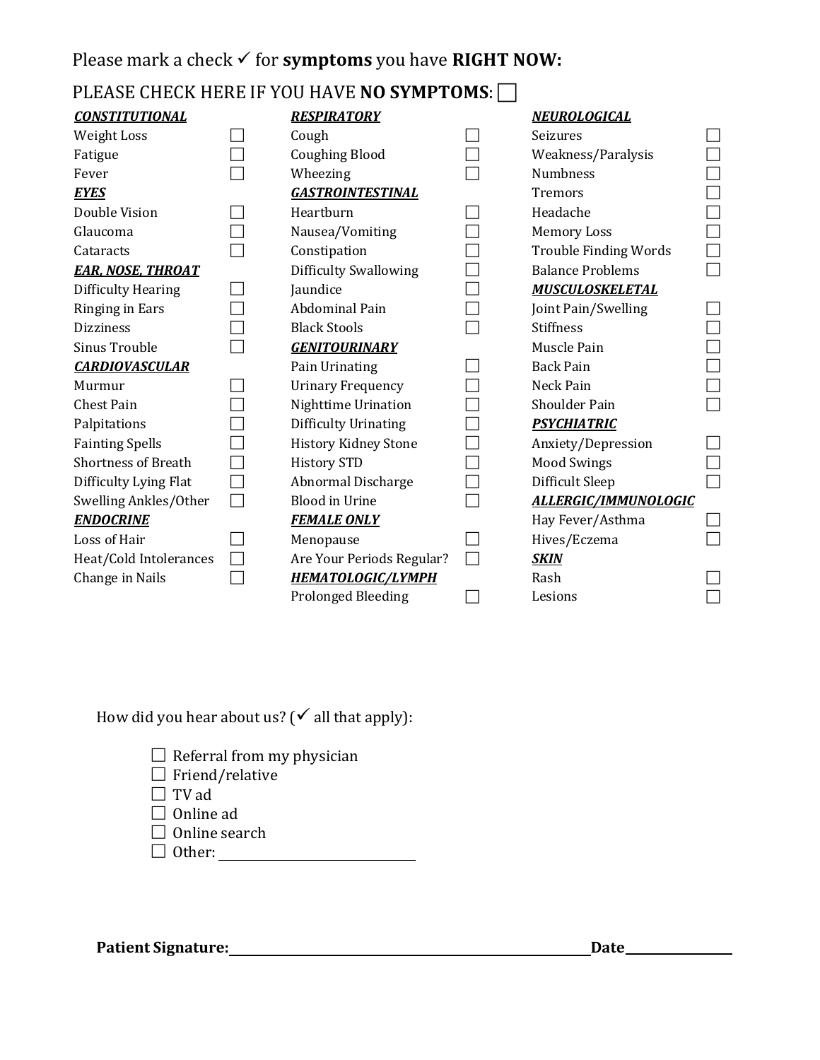Please mark a check ✓ for **symptoms** you have **RIGHT NOW:**

PLEASE CHECK HERE IF YOU HAVE **NO SYMPTOMS**: ☐

***CONSTITUTIONAL***

- Weight Loss ☐
- Fatigue ☐
- Fever ☐

***EYES***

- Double Vision ☐
- Glaucoma ☐
- Cataracts ☐

***EAR, NOSE, THROAT***

- Difficulty Hearing ☐
- Ringing in Ears ☐
- Dizziness ☐
- Sinus Trouble ☐

***CARDIOVASCULAR***

- Murmur ☐
- Chest Pain ☐
- Palpitations ☐
- Fainting Spells ☐
- Shortness of Breath ☐
- Difficulty Lying Flat ☐
- Swelling Ankles/Other ☐

***ENDOCRINE***

- Loss of Hair ☐
- Heat/Cold Intolerances ☐
- Change in Nails ☐

***RESPIRATORY***

- Cough ☐
- Coughing Blood ☐
- Wheezing ☐

***GASTROINTESTINAL***

- Heartburn ☐
- Nausea/Vomiting ☐
- Constipation ☐
- Difficulty Swallowing ☐
- Jaundice ☐
- Abdominal Pain ☐
- Black Stools ☐

***GENITOURINARY***

- Pain Urinating ☐
- Urinary Frequency ☐
- Nighttime Urination ☐
- Difficulty Urinating ☐
- History Kidney Stone ☐
- History STD ☐
- Abnormal Discharge ☐
- Blood in Urine ☐

***FEMALE ONLY***

- Menopause ☐
- Are Your Periods Regular? ☐

***HEMATOLOGIC/LYMPH***

- Prolonged Bleeding ☐

***NEUROLOGICAL***

- Seizures ☐
- Weakness/Paralysis ☐
- Numbness ☐
- Tremors ☐
- Headache ☐
- Memory Loss ☐
- Trouble Finding Words ☐
- Balance Problems ☐

***MUSCULOSKELETAL***

- Joint Pain/Swelling ☐
- Stiffness ☐
- Muscle Pain ☐
- Back Pain ☐
- Neck Pain ☐
- Shoulder Pain ☐

***PSYCHIATRIC***

- Anxiety/Depression ☐
- Mood Swings ☐
- Difficult Sleep ☐

***ALLERGIC/IMMUNOLOGIC***

- Hay Fever/Asthma ☐
- Hives/Eczema ☐

***SKIN***

- Rash ☐
- Lesions ☐

How did you hear about us? (✓ all that apply):

- ☐ Referral from my physician
- ☐ Friend/relative
- ☐ TV ad
- ☐ Online ad
- ☐ Online search
- ☐ Other: ____________________

**Patient Signature:**________________________________________ **Date**____________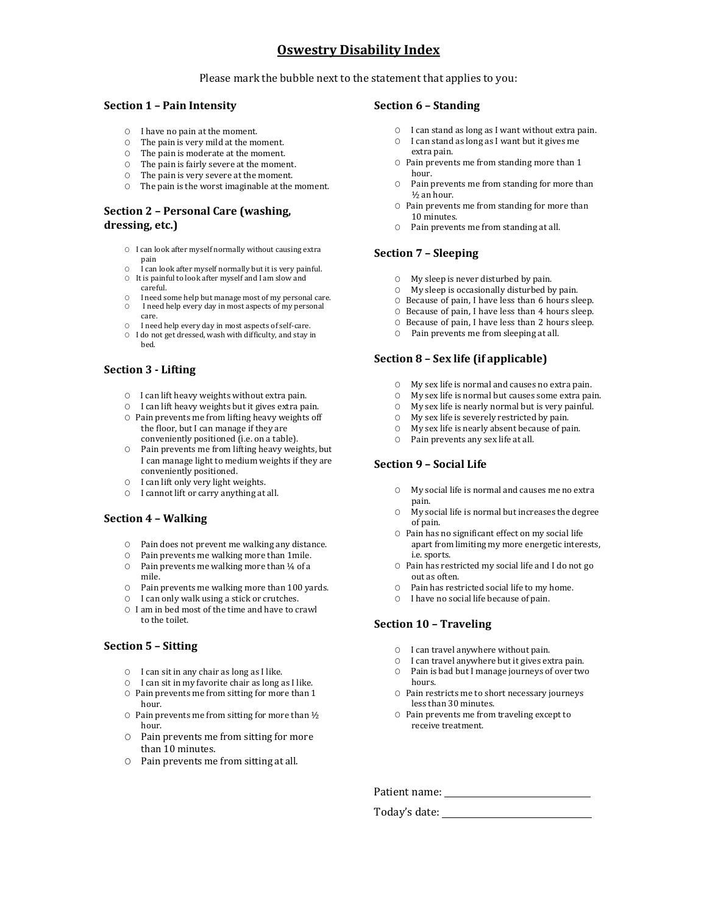# Oswestry Disability Index

Please mark the bubble next to the statement that applies to you:

## Section 1 – Pain Intensity

- O I have no pain at the moment.
- O The pain is very mild at the moment.
- O The pain is moderate at the moment.
- O The pain is fairly severe at the moment.
- O The pain is very severe at the moment.
- O The pain is the worst imaginable at the moment.

## Section 2 – Personal Care (washing, dressing, etc.)

- O I can look after myself normally without causing extra pain
- O I can look after myself normally but it is very painful.
- O It is painful to look after myself and I am slow and careful.
- O I need some help but manage most of my personal care.
- O I need help every day in most aspects of my personal care.
- O I need help every day in most aspects of self-care.
- O I do not get dressed, wash with difficulty, and stay in bed.

## Section 3 - Lifting

- O I can lift heavy weights without extra pain.
- O I can lift heavy weights but it gives extra pain.
- O Pain prevents me from lifting heavy weights off the floor, but I can manage if they are conveniently positioned (i.e. on a table).
- O Pain prevents me from lifting heavy weights, but I can manage light to medium weights if they are conveniently positioned.
- O I can lift only very light weights.
- O I cannot lift or carry anything at all.

## Section 4 – Walking

- O Pain does not prevent me walking any distance.
- O Pain prevents me walking more than 1mile.
- O Pain prevents me walking more than ¼ of a mile.
- O Pain prevents me walking more than 100 yards.
- O I can only walk using a stick or crutches.
- O I am in bed most of the time and have to crawl to the toilet.

## Section 5 – Sitting

- O I can sit in any chair as long as I like.
- O I can sit in my favorite chair as long as I like.
- O Pain prevents me from sitting for more than 1 hour.
- O Pain prevents me from sitting for more than ½ hour.
- O Pain prevents me from sitting for more than 10 minutes.
- O Pain prevents me from sitting at all.

## Section 6 – Standing

- O I can stand as long as I want without extra pain.
- O I can stand as long as I want but it gives me extra pain.
- O Pain prevents me from standing more than 1 hour.
- O Pain prevents me from standing for more than ½ an hour.
- O Pain prevents me from standing for more than 10 minutes.
- O Pain prevents me from standing at all.

## Section 7 – Sleeping

- O My sleep is never disturbed by pain.
- O My sleep is occasionally disturbed by pain.
- O Because of pain, I have less than 6 hours sleep.
- O Because of pain, I have less than 4 hours sleep.
- O Because of pain, I have less than 2 hours sleep.
- O Pain prevents me from sleeping at all.

## Section 8 – Sex life (if applicable)

- O My sex life is normal and causes no extra pain.
- O My sex life is normal but causes some extra pain.
- O My sex life is nearly normal but is very painful.
- O My sex life is severely restricted by pain.
- O My sex life is nearly absent because of pain.
- O Pain prevents any sex life at all.

## Section 9 – Social Life

- O My social life is normal and causes me no extra pain.
- O My social life is normal but increases the degree of pain.
- O Pain has no significant effect on my social life apart from limiting my more energetic interests, i.e. sports.
- O Pain has restricted my social life and I do not go out as often.
- O Pain has restricted social life to my home.
- O I have no social life because of pain.

## Section 10 – Traveling

- O I can travel anywhere without pain.
- O I can travel anywhere but it gives extra pain.
- O Pain is bad but I manage journeys of over two hours.
- O Pain restricts me to short necessary journeys less than 30 minutes.
- O Pain prevents me from traveling except to receive treatment.

Patient name: ______________________

Today's date: ______________________